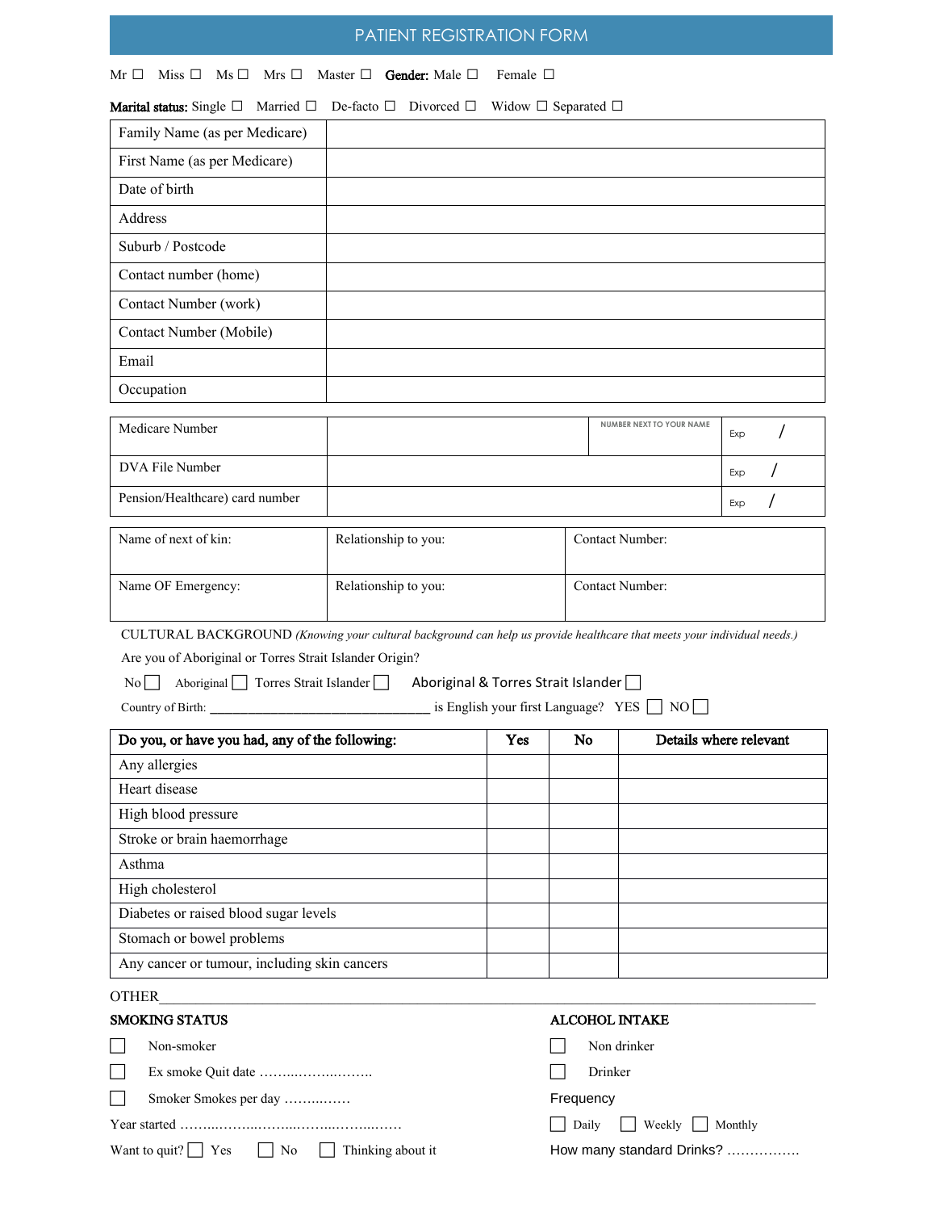# PATIENT REGISTRATION FORM

Mr ☐ Miss ☐ Ms ☐ Mrs ☐ Master ☐ **Gender:** Male ☐ Female ☐

**Marital status:** Single ☐ Married ☐ De-facto ☐ Divorced ☐ Widow ☐ Separated ☐

| Family Name (as per Medicare) | |
|---|---|
| First Name (as per Medicare) | |
| Date of birth | |
| Address | |
| Suburb / Postcode | |
| Contact number (home) | |
| Contact Number (work) | |
| Contact Number (Mobile) | |
| Email | |
| Occupation | |

| Medicare Number | | NUMBER NEXT TO YOUR NAME | Exp / |
|---|---|---|---|
| DVA File Number | | | Exp / |
| Pension/Healthcare) card number | | | Exp / |

| Name of next of kin: | Relationship to you: | Contact Number: |
|---|---|---|
| Name OF Emergency: | Relationship to you: | Contact Number: |

CULTURAL BACKGROUND *(Knowing your cultural background can help us provide healthcare that meets your individual needs.)*

Are you of Aboriginal or Torres Strait Islander Origin?

No ☐ Aboriginal ☐ Torres Strait Islander ☐ Aboriginal & Torres Strait Islander ☐

Country of Birth: ________________________________ is English your first Language? YES ☐ NO ☐

| **Do you, or have you had, any of the following:** | **Yes** | **No** | **Details where relevant** |
|---|---|---|---|
| Any allergies | | | |
| Heart disease | | | |
| High blood pressure | | | |
| Stroke or brain haemorrhage | | | |
| Asthma | | | |
| High cholesterol | | | |
| Diabetes or raised blood sugar levels | | | |
| Stomach or bowel problems | | | |
| Any cancer or tumour, including skin cancers | | | |

OTHER________________________________________________________________________

**SMOKING STATUS**

☐ Non-smoker

☐ Ex smoke Quit date ……..……..……..

☐ Smoker Smokes per day ……..……

Year started ……..……..……..……..……..……

Want to quit? ☐ Yes ☐ No ☐ Thinking about it

**ALCOHOL INTAKE**

☐ Non drinker

☐ Drinker

Frequency

☐ Daily ☐ Weekly ☐ Monthly

How many standard Drinks? …………….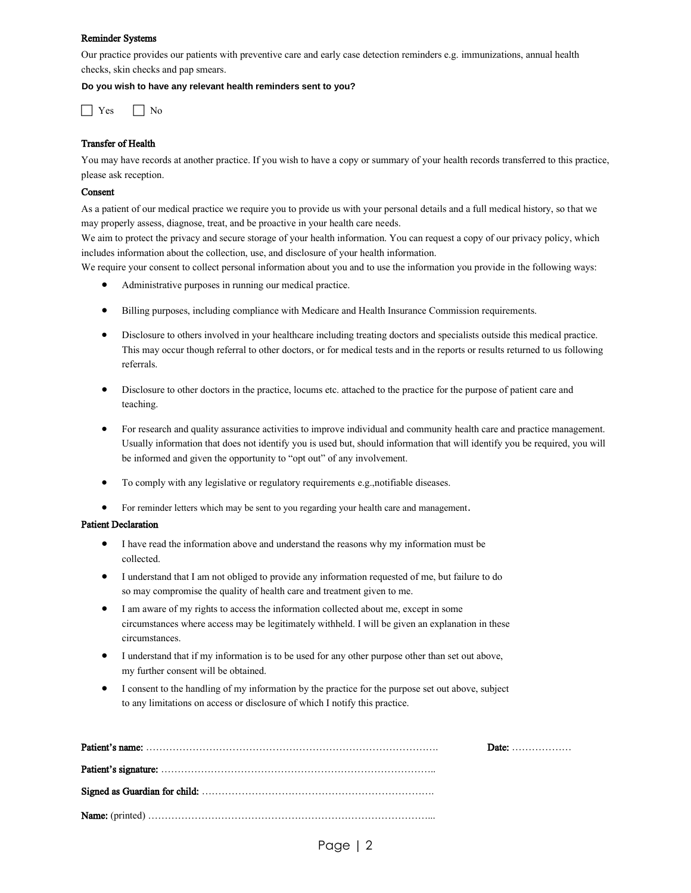**Reminder Systems**

Our practice provides our patients with preventive care and early case detection reminders e.g. immunizations, annual health checks, skin checks and pap smears.

**Do you wish to have any relevant health reminders sent to you?**

☐ Yes ☐ No

**Transfer of Health**

You may have records at another practice. If you wish to have a copy or summary of your health records transferred to this practice, please ask reception.

**Consent**

As a patient of our medical practice we require you to provide us with your personal details and a full medical history, so that we may properly assess, diagnose, treat, and be proactive in your health care needs.
We aim to protect the privacy and secure storage of your health information. You can request a copy of our privacy policy, which includes information about the collection, use, and disclosure of your health information.
We require your consent to collect personal information about you and to use the information you provide in the following ways:

- Administrative purposes in running our medical practice.
- Billing purposes, including compliance with Medicare and Health Insurance Commission requirements.
- Disclosure to others involved in your healthcare including treating doctors and specialists outside this medical practice. This may occur though referral to other doctors, or for medical tests and in the reports or results returned to us following referrals.
- Disclosure to other doctors in the practice, locums etc. attached to the practice for the purpose of patient care and teaching.
- For research and quality assurance activities to improve individual and community health care and practice management. Usually information that does not identify you is used but, should information that will identify you be required, you will be informed and given the opportunity to "opt out" of any involvement.
- To comply with any legislative or regulatory requirements e.g.,notifiable diseases.
- For reminder letters which may be sent to you regarding your health care and management.

**Patient Declaration**

- I have read the information above and understand the reasons why my information must be collected.
- I understand that I am not obliged to provide any information requested of me, but failure to do so may compromise the quality of health care and treatment given to me.
- I am aware of my rights to access the information collected about me, except in some circumstances where access may be legitimately withheld. I will be given an explanation in these circumstances.
- I understand that if my information is to be used for any other purpose other than set out above, my further consent will be obtained.
- I consent to the handling of my information by the practice for the purpose set out above, subject to any limitations on access or disclosure of which I notify this practice.

**Patient's name:** ………………………………………………………………………………. **Date:** ………………

**Patient's signature:** ………………………………………………………………………..

**Signed as Guardian for child:** …………………………………………………………….

**Name:** (printed) …………………………………………………………………………...